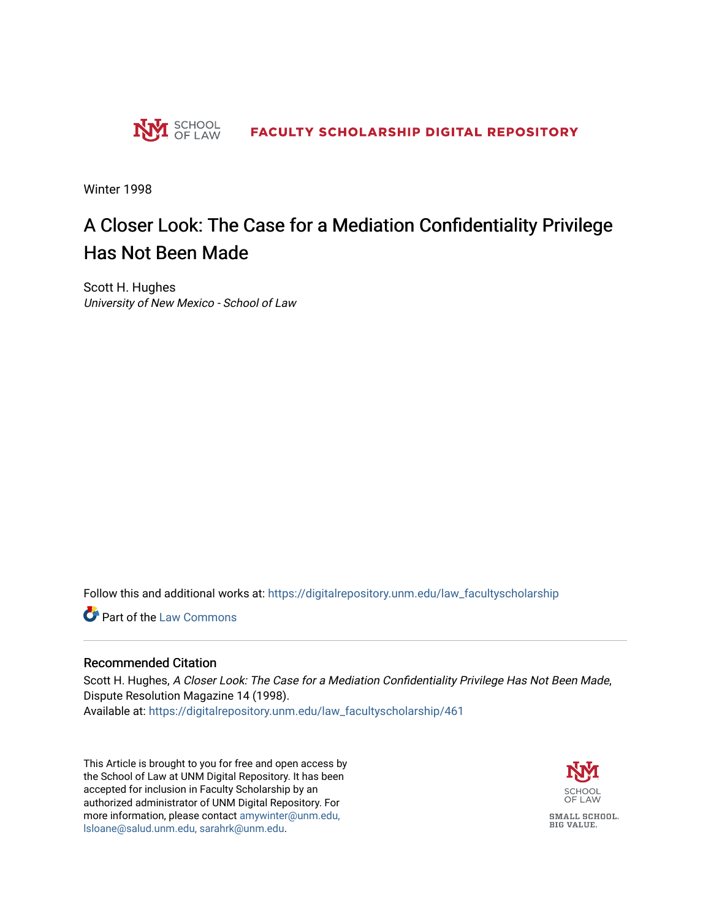SCHOOL OF LAW — FACULTY SCHOLARSHIP DIGITAL REPOSITORY

Winter 1998

# A Closer Look: The Case for a Mediation Confidentiality Privilege Has Not Been Made

Scott H. Hughes
*University of New Mexico - School of Law*

Follow this and additional works at: https://digitalrepository.unm.edu/law_facultyscholarship

Part of the Law Commons

## Recommended Citation

Scott H. Hughes, *A Closer Look: The Case for a Mediation Confidentiality Privilege Has Not Been Made*, Dispute Resolution Magazine 14 (1998).
Available at: https://digitalrepository.unm.edu/law_facultyscholarship/461

This Article is brought to you for free and open access by the School of Law at UNM Digital Repository. It has been accepted for inclusion in Faculty Scholarship by an authorized administrator of UNM Digital Repository. For more information, please contact amywinter@unm.edu, lsloane@salud.unm.edu, sarahrk@unm.edu.

SCHOOL OF LAW

SMALL SCHOOL. BIG VALUE.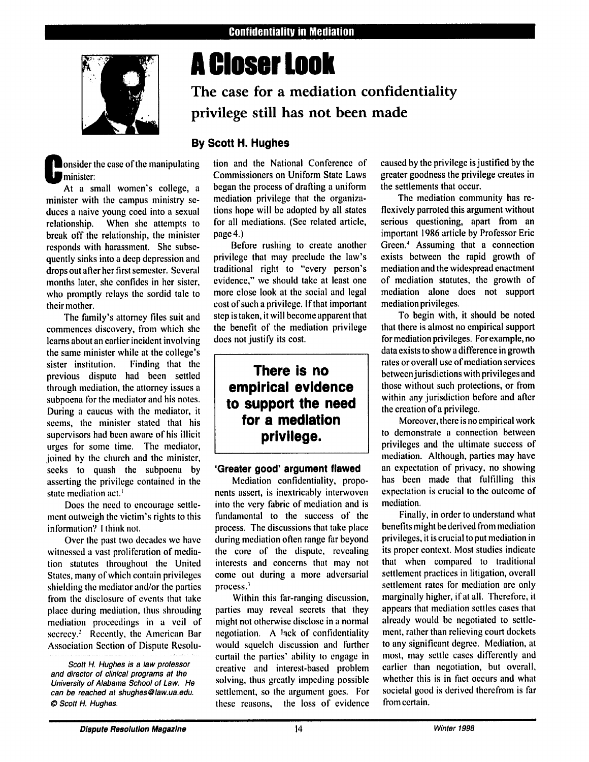# A Closer Look

## The case for a mediation confidentiality privilege still has not been made

**By Scott H. Hughes**

Consider the case of the manipulating minister:

At a small women's college, a minister with the campus ministry seduces a naive young coed into a sexual relationship. When she attempts to break off the relationship, the minister responds with harassment. She subsequently sinks into a deep depression and drops out after her first semester. Several months later, she confides in her sister, who promptly relays the sordid tale to their mother.

The family's attorney files suit and commences discovery, from which she learns about an earlier incident involving the same minister while at the college's sister institution. Finding that the previous dispute had been settled through mediation, the attorney issues a subpoena for the mediator and his notes. During a caucus with the mediator, it seems, the minister stated that his supervisors had been aware of his illicit urges for some time. The mediator, joined by the church and the minister, seeks to quash the subpoena by asserting the privilege contained in the state mediation act.[1]

Does the need to encourage settlement outweigh the victim's rights to this information? I think not.

Over the past two decades we have witnessed a vast proliferation of mediation statutes throughout the United States, many of which contain privileges shielding the mediator and/or the parties from the disclosure of events that take place during mediation, thus shrouding mediation proceedings in a veil of secrecy.[2] Recently, the American Bar Association Section of Dispute Resolution and the National Conference of Commissioners on Uniform State Laws began the process of drafting a uniform mediation privilege that the organizations hope will be adopted by all states for all mediations. (See related article, page 4.)

Before rushing to create another privilege that may preclude the law's traditional right to "every person's evidence," we should take at least one more close look at the social and legal cost of such a privilege. If that important step is taken, it will become apparent that the benefit of the mediation privilege does not justify its cost.

> **There is no empirical evidence to support the need for a mediation privilege.**

### 'Greater good' argument flawed

Mediation confidentiality, proponents assert, is inextricably interwoven into the very fabric of mediation and is fundamental to the success of the process. The discussions that take place during mediation often range far beyond the core of the dispute, revealing interests and concerns that may not come out during a more adversarial process.[3]

Within this far-ranging discussion, parties may reveal secrets that they might not otherwise disclose in a normal negotiation. A lack of confidentiality would squelch discussion and further curtail the parties' ability to engage in creative and interest-based problem solving, thus greatly impeding possible settlement, so the argument goes. For these reasons, the loss of evidence caused by the privilege is justified by the greater goodness the privilege creates in the settlements that occur.

The mediation community has reflexively parroted this argument without serious questioning, apart from an important 1986 article by Professor Eric Green.[4] Assuming that a connection exists between the rapid growth of mediation and the widespread enactment of mediation statutes, the growth of mediation alone does not support mediation privileges.

To begin with, it should be noted that there is almost no empirical support for mediation privileges. For example, no data exists to show a difference in growth rates or overall use of mediation services between jurisdictions with privileges and those without such protections, or from within any jurisdiction before and after the creation of a privilege.

Moreover, there is no empirical work to demonstrate a connection between privileges and the ultimate success of mediation. Although, parties may have an expectation of privacy, no showing has been made that fulfilling this expectation is crucial to the outcome of mediation.

Finally, in order to understand what benefits might be derived from mediation privileges, it is crucial to put mediation in its proper context. Most studies indicate that when compared to traditional settlement practices in litigation, overall settlement rates for mediation are only marginally higher, if at all. Therefore, it appears that mediation settles cases that already would be negotiated to settlement, rather than relieving court dockets to any significant degree. Mediation, at most, may settle cases differently and earlier than negotiation, but overall, whether this is in fact occurs and what societal good is derived therefrom is far from certain.

*Scott H. Hughes is a law professor and director of clinical programs at the University of Alabama School of Law. He can be reached at shughes@law.ua.edu. © Scott H. Hughes.*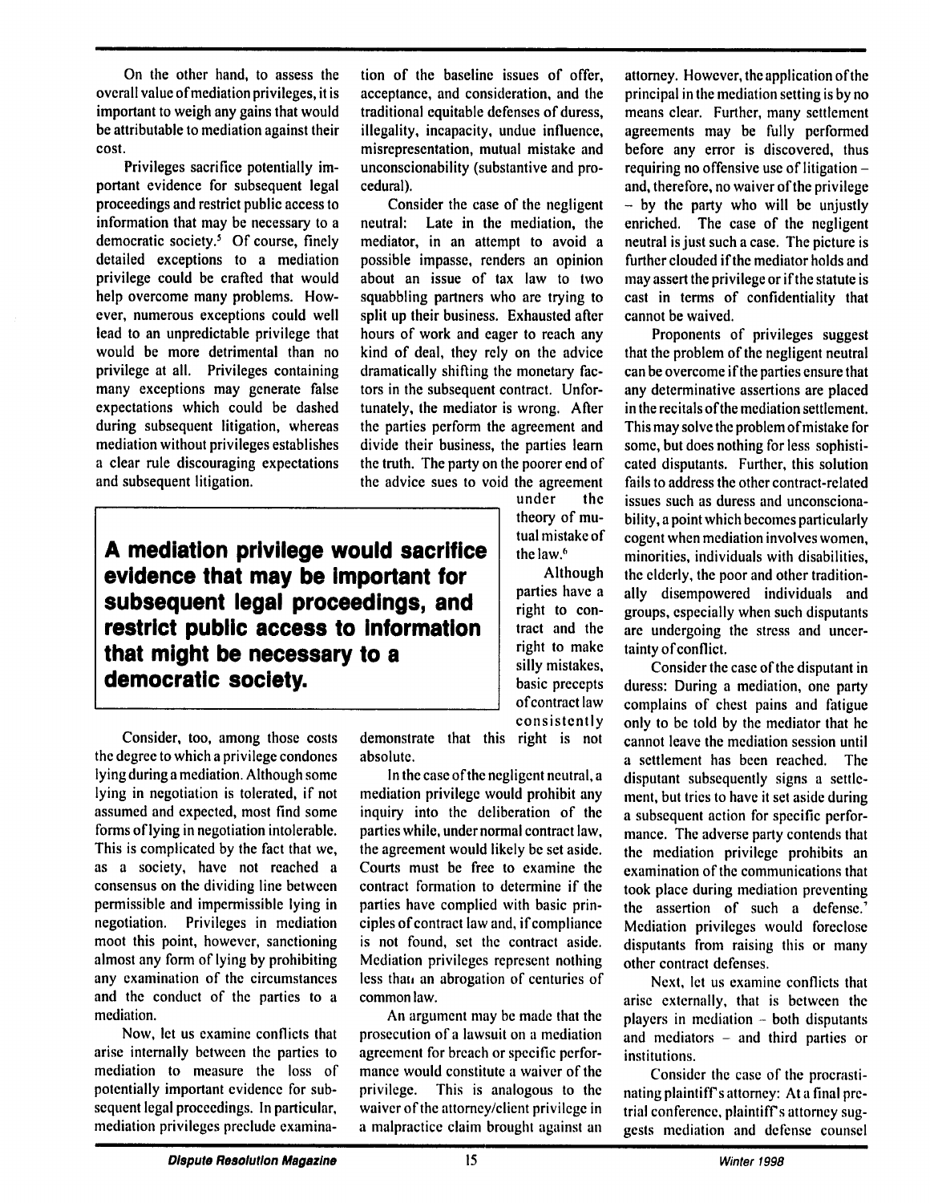On the other hand, to assess the overall value of mediation privileges, it is important to weigh any gains that would be attributable to mediation against their cost.

Privileges sacrifice potentially important evidence for subsequent legal proceedings and restrict public access to information that may be necessary to a democratic society.[5] Of course, finely detailed exceptions to a mediation privilege could be crafted that would help overcome many problems. However, numerous exceptions could well lead to an unpredictable privilege that would be more detrimental than no privilege at all. Privileges containing many exceptions may generate false expectations which could be dashed during subsequent litigation, whereas mediation without privileges establishes a clear rule discouraging expectations and subsequent litigation.

**A mediation privilege would sacrifice evidence that may be important for subsequent legal proceedings, and restrict public access to information that might be necessary to a democratic society.**

Consider, too, among those costs the degree to which a privilege condones lying during a mediation. Although some lying in negotiation is tolerated, if not assumed and expected, most find some forms of lying in negotiation intolerable. This is complicated by the fact that we, as a society, have not reached a consensus on the dividing line between permissible and impermissible lying in negotiation. Privileges in mediation moot this point, however, sanctioning almost any form of lying by prohibiting any examination of the circumstances and the conduct of the parties to a mediation.

Now, let us examine conflicts that arise internally between the parties to mediation to measure the loss of potentially important evidence for subsequent legal proceedings. In particular, mediation privileges preclude examination of the baseline issues of offer, acceptance, and consideration, and the traditional equitable defenses of duress, illegality, incapacity, undue influence, misrepresentation, mutual mistake and unconscionability (substantive and procedural).

Consider the case of the negligent neutral: Late in the mediation, the mediator, in an attempt to avoid a possible impasse, renders an opinion about an issue of tax law to two squabbling partners who are trying to split up their business. Exhausted after hours of work and eager to reach any kind of deal, they rely on the advice dramatically shifting the monetary factors in the subsequent contract. Unfortunately, the mediator is wrong. After the parties perform the agreement and divide their business, the parties learn the truth. The party on the poorer end of the advice sues to void the agreement under the theory of mutual mistake of the law.[6]

Although parties have a right to contract and the right to make silly mistakes, basic precepts of contract law consistently demonstrate that this right is not absolute.

In the case of the negligent neutral, a mediation privilege would prohibit any inquiry into the deliberation of the parties while, under normal contract law, the agreement would likely be set aside. Courts must be free to examine the contract formation to determine if the parties have complied with basic principles of contract law and, if compliance is not found, set the contract aside. Mediation privileges represent nothing less than an abrogation of centuries of common law.

An argument may be made that the prosecution of a lawsuit on a mediation agreement for breach or specific performance would constitute a waiver of the privilege. This is analogous to the waiver of the attorney/client privilege in a malpractice claim brought against an attorney. However, the application of the principal in the mediation setting is by no means clear. Further, many settlement agreements may be fully performed before any error is discovered, thus requiring no offensive use of litigation – and, therefore, no waiver of the privilege – by the party who will be unjustly enriched. The case of the negligent neutral is just such a case. The picture is further clouded if the mediator holds and may assert the privilege or if the statute is cast in terms of confidentiality that cannot be waived.

Proponents of privileges suggest that the problem of the negligent neutral can be overcome if the parties ensure that any determinative assertions are placed in the recitals of the mediation settlement. This may solve the problem of mistake for some, but does nothing for less sophisticated disputants. Further, this solution fails to address the other contract-related issues such as duress and unconscionability, a point which becomes particularly cogent when mediation involves women, minorities, individuals with disabilities, the elderly, the poor and other traditionally disempowered individuals and groups, especially when such disputants are undergoing the stress and uncertainty of conflict.

Consider the case of the disputant in duress: During a mediation, one party complains of chest pains and fatigue only to be told by the mediator that he cannot leave the mediation session until a settlement has been reached. The disputant subsequently signs a settlement, but tries to have it set aside during a subsequent action for specific performance. The adverse party contends that the mediation privilege prohibits an examination of the communications that took place during mediation preventing the assertion of such a defense.[7] Mediation privileges would foreclose disputants from raising this or many other contract defenses.

Next, let us examine conflicts that arise externally, that is between the players in mediation – both disputants and mediators – and third parties or institutions.

Consider the case of the procrastinating plaintiff's attorney: At a final pretrial conference, plaintiff's attorney suggests mediation and defense counsel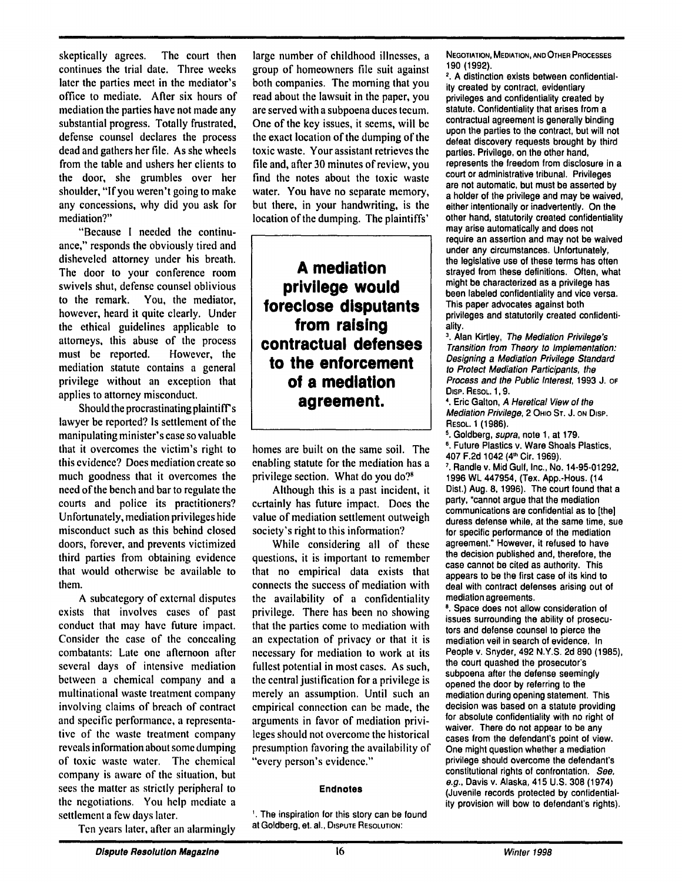skeptically agrees. The court then continues the trial date. Three weeks later the parties meet in the mediator's office to mediate. After six hours of mediation the parties have not made any substantial progress. Totally frustrated, defense counsel declares the process dead and gathers her file. As she wheels from the table and ushers her clients to the door, she grumbles over her shoulder, "If you weren't going to make any concessions, why did you ask for mediation?"

"Because I needed the continuance," responds the obviously tired and disheveled attorney under his breath. The door to your conference room swivels shut, defense counsel oblivious to the remark. You, the mediator, however, heard it quite clearly. Under the ethical guidelines applicable to attorneys, this abuse of the process must be reported. However, the mediation statute contains a general privilege without an exception that applies to attorney misconduct.

Should the procrastinating plaintiff's lawyer be reported? Is settlement of the manipulating minister's case so valuable that it overcomes the victim's right to this evidence? Does mediation create so much goodness that it overcomes the need of the bench and bar to regulate the courts and police its practitioners? Unfortunately, mediation privileges hide misconduct such as this behind closed doors, forever, and prevents victimized third parties from obtaining evidence that would otherwise be available to them.

A subcategory of external disputes exists that involves cases of past conduct that may have future impact. Consider the case of the concealing combatants: Late one afternoon after several days of intensive mediation between a chemical company and a multinational waste treatment company involving claims of breach of contract and specific performance, a representative of the waste treatment company reveals information about some dumping of toxic waste water. The chemical company is aware of the situation, but sees the matter as strictly peripheral to the negotiations. You help mediate a settlement a few days later.

Ten years later, after an alarmingly large number of childhood illnesses, a group of homeowners file suit against both companies. The morning that you read about the lawsuit in the paper, you are served with a subpoena duces tecum. One of the key issues, it seems, will be the exact location of the dumping of the toxic waste. Your assistant retrieves the file and, after 30 minutes of review, you find the notes about the toxic waste water. You have no separate memory, but there, in your handwriting, is the location of the dumping. The plaintiffs' homes are built on the same soil. The enabling statute for the mediation has a privilege section. What do you do?[8]

**A mediation privilege would foreclose disputants from raising contractual defenses to the enforcement of a mediation agreement.**

Although this is a past incident, it certainly has future impact. Does the value of mediation settlement outweigh society's right to this information?

While considering all of these questions, it is important to remember that no empirical data exists that connects the success of mediation with the availability of a confidentiality privilege. There has been no showing that the parties come to mediation with an expectation of privacy or that it is necessary for mediation to work at its fullest potential in most cases. As such, the central justification for a privilege is merely an assumption. Until such an empirical connection can be made, the arguments in favor of mediation privileges should not overcome the historical presumption favoring the availability of "every person's evidence."

#### Endnotes

[1]. The inspiration for this story can be found at Goldberg, et. al., Dispute Resolution: Negotiation, Mediation, and Other Processes 190 (1992).

[2]. A distinction exists between confidentiality created by contract, evidentiary privileges and confidentiality created by statute. Confidentiality that arises from a contractual agreement is generally binding upon the parties to the contract, but will not defeat discovery requests brought by third parties. Privilege, on the other hand, represents the freedom from disclosure in a court or administrative tribunal. Privileges are not automatic, but must be asserted by a holder of the privilege and may be waived, either intentionally or inadvertently. On the other hand, statutorily created confidentiality may arise automatically and does not require an assertion and may not be waived under any circumstances. Unfortunately, the legislative use of these terms has often strayed from these definitions. Often, what might be characterized as a privilege has been labeled confidentiality and vice versa. This paper advocates against both privileges and statutorily created confidentiality.

[3]. Alan Kirtley, *The Mediation Privilege's Transition from Theory to Implementation: Designing a Mediation Privilege Standard to Protect Mediation Participants, the Process and the Public Interest*, 1993 J. of Disp. Resol. 1, 9.

[4]. Eric Galton, *A Heretical View of the Mediation Privilege*, 2 Ohio St. J. on Disp. Resol. 1 (1986).

[5]. Goldberg, *supra*, note 1, at 179.

[6]. Future Plastics v. Ware Shoals Plastics, 407 F.2d 1042 (4th Cir. 1969).

[7]. Randle v. Mid Gulf, Inc., No. 14-95-01292, 1996 WL 447954, (Tex. App.-Hous. (14 Dist.) Aug. 8, 1996). The court found that a party, "cannot argue that the mediation communications are confidential as to [the] duress defense while, at the same time, sue for specific performance of the mediation agreement." However, it refused to have the decision published and, therefore, the case cannot be cited as authority. This appears to be the first case of its kind to deal with contract defenses arising out of mediation agreements.

[8]. Space does not allow consideration of issues surrounding the ability of prosecutors and defense counsel to pierce the mediation veil in search of evidence. In People v. Snyder, 492 N.Y.S. 2d 890 (1985), the court quashed the prosecutor's subpoena after the defense seemingly opened the door by referring to the mediation during opening statement. This decision was based on a statute providing for absolute confidentiality with no right of waiver. There do not appear to be any cases from the defendant's point of view. One might question whether a mediation privilege should overcome the defendant's constitutional rights of confrontation. *See, e.g.*, Davis v. Alaska, 415 U.S. 308 (1974) (Juvenile records protected by confidentiality provision will bow to defendant's rights).